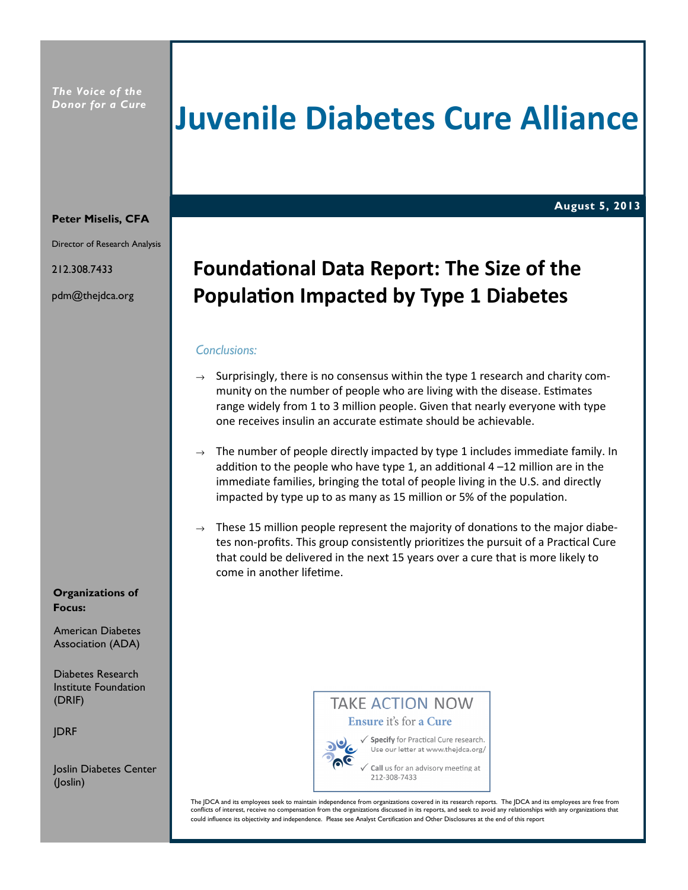*The Voice of the Donor for a Cure*

# Juvenile Diabetes Cure Alliance

**August 5, 2013**

**Peter Miselis, CFA**

Director of Research Analysis

212.308.7433

pdm@thejdca.org

## Foundational Data Report: The Size of the Population Impacted by Type 1 Diabetes

*Conclusions:*

→ Surprisingly, there is no consensus within the type 1 research and charity community on the number of people who are living with the disease. Estimates range widely from 1 to 3 million people. Given that nearly everyone with type one receives insulin an accurate estimate should be achievable.

→ The number of people directly impacted by type 1 includes immediate family. In addition to the people who have type 1, an additional 4 –12 million are in the immediate families, bringing the total of people living in the U.S. and directly impacted by type up to as many as 15 million or 5% of the population.

→ These 15 million people represent the majority of donations to the major diabetes non-profits. This group consistently prioritizes the pursuit of a Practical Cure that could be delivered in the next 15 years over a cure that is more likely to come in another lifetime.

**Organizations of Focus:**

American Diabetes Association (ADA)

Diabetes Research Institute Foundation (DRIF)

JDRF

Joslin Diabetes Center (Joslin)

TAKE ACTION NOW

**Ensure** it's for **a Cure**

✓ **Specify** for Practical Cure research. Use our letter at www.thejdca.org/

✓ **Call** us for an advisory meeting at 212-308-7433

The JDCA and its employees seek to maintain independence from organizations covered in its research reports. The JDCA and its employees are free from conflicts of interest, receive no compensation from the organizations discussed in its reports, and seek to avoid any relationships with any organizations that could influence its objectivity and independence. Please see Analyst Certification and Other Disclosures at the end of this report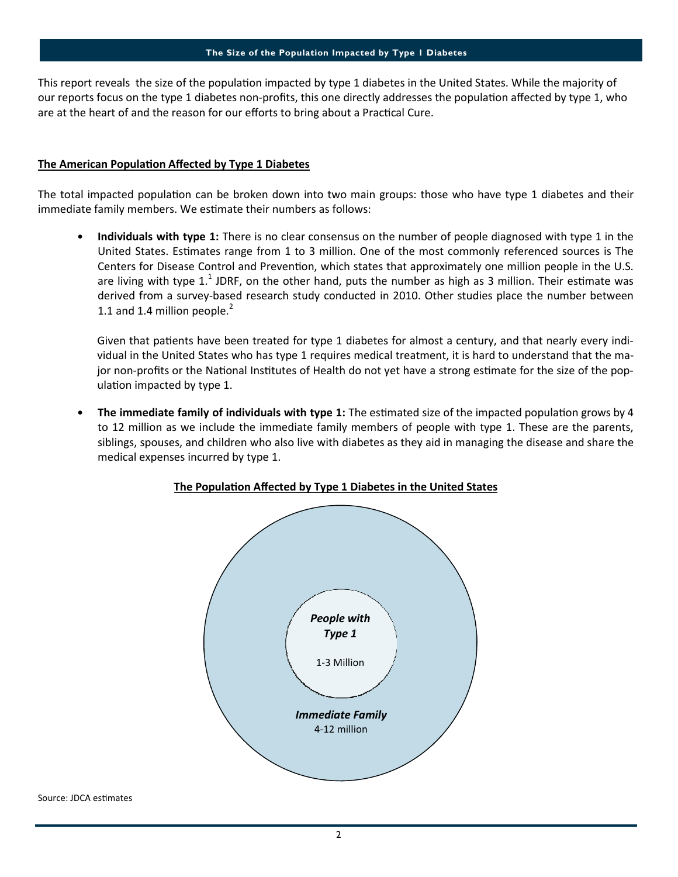This report reveals the size of the population impacted by type 1 diabetes in the United States. While the majority of our reports focus on the type 1 diabetes non-profits, this one directly addresses the population affected by type 1, who are at the heart of and the reason for our efforts to bring about a Practical Cure.

## The American Population Affected by Type 1 Diabetes

The total impacted population can be broken down into two main groups: those who have type 1 diabetes and their immediate family members. We estimate their numbers as follows:

- **Individuals with type 1:** There is no clear consensus on the number of people diagnosed with type 1 in the United States. Estimates range from 1 to 3 million. One of the most commonly referenced sources is The Centers for Disease Control and Prevention, which states that approximately one million people in the U.S. are living with type 1.[1] JDRF, on the other hand, puts the number as high as 3 million. Their estimate was derived from a survey-based research study conducted in 2010. Other studies place the number between 1.1 and 1.4 million people.[2]

  Given that patients have been treated for type 1 diabetes for almost a century, and that nearly every individual in the United States who has type 1 requires medical treatment, it is hard to understand that the major non-profits or the National Institutes of Health do not yet have a strong estimate for the size of the population impacted by type 1.

- **The immediate family of individuals with type 1:** The estimated size of the impacted population grows by 4 to 12 million as we include the immediate family members of people with type 1. These are the parents, siblings, spouses, and children who also live with diabetes as they aid in managing the disease and share the medical expenses incurred by type 1.

**The Population Affected by Type 1 Diabetes in the United States**

*People with Type 1*
1-3 Million

*Immediate Family*
4-12 million

Source: JDCA estimates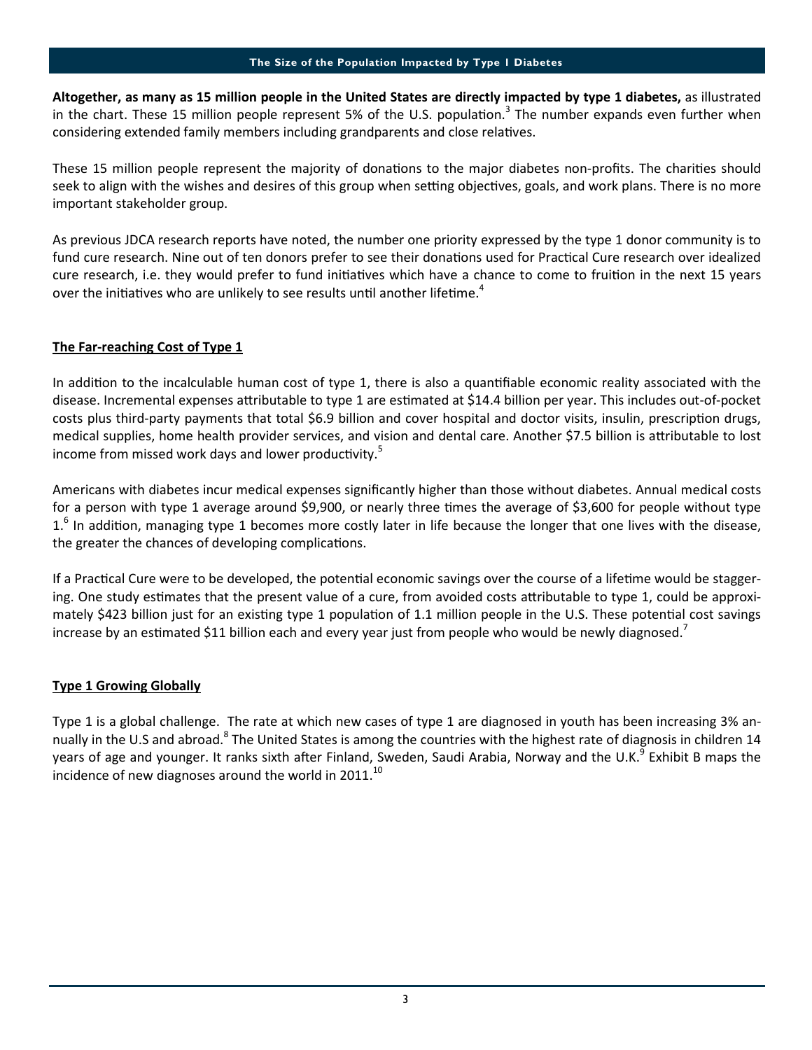## The Size of the Population Impacted by Type 1 Diabetes

**Altogether, as many as 15 million people in the United States are directly impacted by type 1 diabetes,** as illustrated in the chart. These 15 million people represent 5% of the U.S. population.[3] The number expands even further when considering extended family members including grandparents and close relatives.

These 15 million people represent the majority of donations to the major diabetes non-profits. The charities should seek to align with the wishes and desires of this group when setting objectives, goals, and work plans. There is no more important stakeholder group.

As previous JDCA research reports have noted, the number one priority expressed by the type 1 donor community is to fund cure research. Nine out of ten donors prefer to see their donations used for Practical Cure research over idealized cure research, i.e. they would prefer to fund initiatives which have a chance to come to fruition in the next 15 years over the initiatives who are unlikely to see results until another lifetime.[4]

### The Far-reaching Cost of Type 1

In addition to the incalculable human cost of type 1, there is also a quantifiable economic reality associated with the disease. Incremental expenses attributable to type 1 are estimated at $14.4 billion per year. This includes out-of-pocket costs plus third-party payments that total $6.9 billion and cover hospital and doctor visits, insulin, prescription drugs, medical supplies, home health provider services, and vision and dental care. Another $7.5 billion is attributable to lost income from missed work days and lower productivity.[5]

Americans with diabetes incur medical expenses significantly higher than those without diabetes. Annual medical costs for a person with type 1 average around $9,900, or nearly three times the average of $3,600 for people without type 1.[6] In addition, managing type 1 becomes more costly later in life because the longer that one lives with the disease, the greater the chances of developing complications.

If a Practical Cure were to be developed, the potential economic savings over the course of a lifetime would be staggering. One study estimates that the present value of a cure, from avoided costs attributable to type 1, could be approximately $423 billion just for an existing type 1 population of 1.1 million people in the U.S. These potential cost savings increase by an estimated $11 billion each and every year just from people who would be newly diagnosed.[7]

### Type 1 Growing Globally

Type 1 is a global challenge. The rate at which new cases of type 1 are diagnosed in youth has been increasing 3% annually in the U.S and abroad.[8] The United States is among the countries with the highest rate of diagnosis in children 14 years of age and younger. It ranks sixth after Finland, Sweden, Saudi Arabia, Norway and the U.K.[9] Exhibit B maps the incidence of new diagnoses around the world in 2011.[10]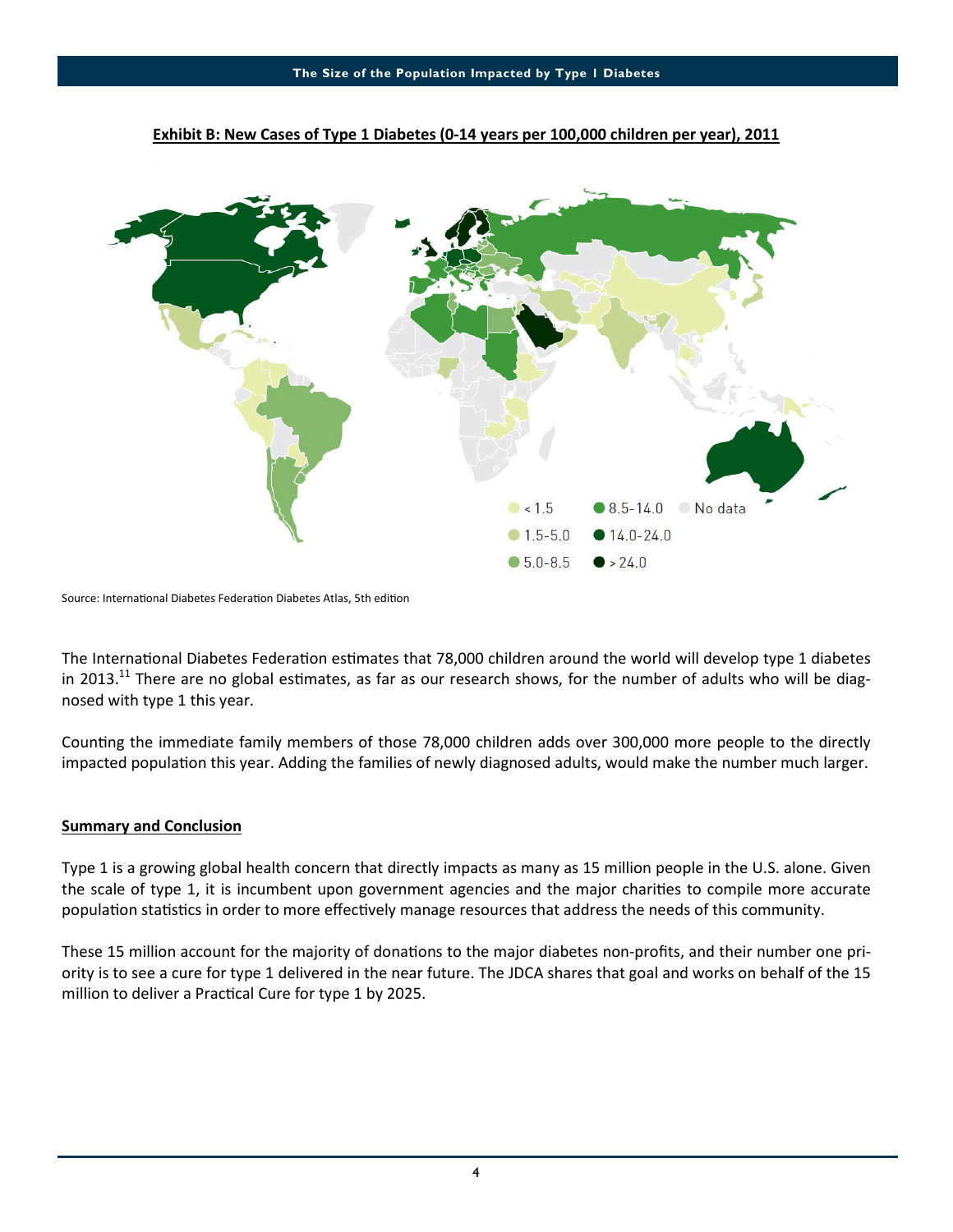**Exhibit B: New Cases of Type 1 Diabetes (0-14 years per 100,000 children per year), 2011**

Source: International Diabetes Federation Diabetes Atlas, 5th edition

The International Diabetes Federation estimates that 78,000 children around the world will develop type 1 diabetes in 2013.[11] There are no global estimates, as far as our research shows, for the number of adults who will be diagnosed with type 1 this year.

Counting the immediate family members of those 78,000 children adds over 300,000 more people to the directly impacted population this year. Adding the families of newly diagnosed adults, would make the number much larger.

## Summary and Conclusion

Type 1 is a growing global health concern that directly impacts as many as 15 million people in the U.S. alone. Given the scale of type 1, it is incumbent upon government agencies and the major charities to compile more accurate population statistics in order to more effectively manage resources that address the needs of this community.

These 15 million account for the majority of donations to the major diabetes non-profits, and their number one priority is to see a cure for type 1 delivered in the near future. The JDCA shares that goal and works on behalf of the 15 million to deliver a Practical Cure for type 1 by 2025.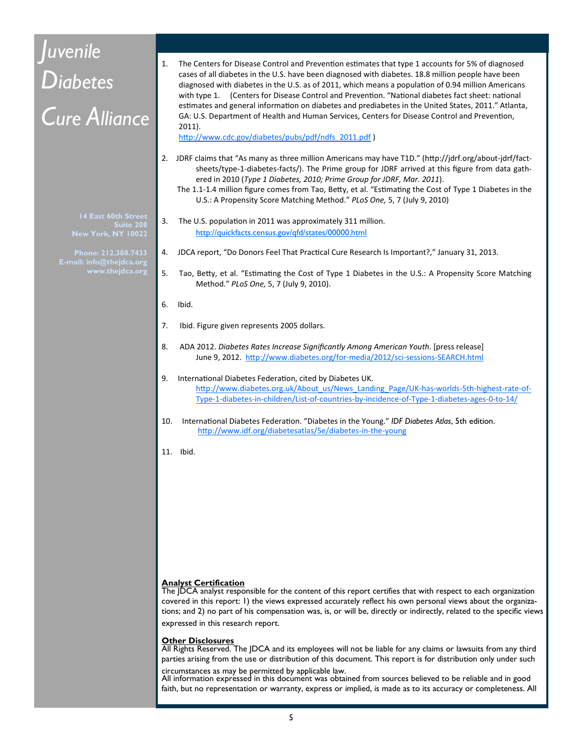# Juvenile Diabetes Cure Alliance

14 East 60th Street
Suite 208
New York, NY 10022

Phone: 212.308.7433
E-mail: info@thejdca.org
www.thejdca.org

1. The Centers for Disease Control and Prevention estimates that type 1 accounts for 5% of diagnosed cases of all diabetes in the U.S. have been diagnosed with diabetes. 18.8 million people have been diagnosed with diabetes in the U.S. as of 2011, which means a population of 0.94 million Americans with type 1. (Centers for Disease Control and Prevention. "National diabetes fact sheet: national estimates and general information on diabetes and prediabetes in the United States, 2011." Atlanta, GA: U.S. Department of Health and Human Services, Centers for Disease Control and Prevention, 2011).
   http://www.cdc.gov/diabetes/pubs/pdf/ndfs_2011.pdf )

2. JDRF claims that "As many as three million Americans may have T1D." (http://jdrf.org/about-jdrf/fact-sheets/type-1-diabetes-facts/). The Prime group for JDRF arrived at this figure from data gathered in 2010 (*Type 1 Diabetes, 2010; Prime Group for JDRF, Mar. 2011*).
   The 1.1-1.4 million figure comes from Tao, Betty, et al. "Estimating the Cost of Type 1 Diabetes in the U.S.: A Propensity Score Matching Method." *PLoS One,* 5, 7 (July 9, 2010)

3. The U.S. population in 2011 was approximately 311 million.
   http://quickfacts.census.gov/qfd/states/00000.html

4. JDCA report, "Do Donors Feel That Practical Cure Research Is Important?," January 31, 2013.

5. Tao, Betty, et al. "Estimating the Cost of Type 1 Diabetes in the U.S.: A Propensity Score Matching Method." *PLoS One,* 5, 7 (July 9, 2010).

6. Ibid.

7. Ibid. Figure given represents 2005 dollars.

8. ADA 2012. *Diabetes Rates Increase Significantly Among American Youth*. [press release] June 9, 2012. http://www.diabetes.org/for-media/2012/sci-sessions-SEARCH.html

9. International Diabetes Federation, cited by Diabetes UK.
   http://www.diabetes.org.uk/About_us/News_Landing_Page/UK-has-worlds-5th-highest-rate-of-Type-1-diabetes-in-children/List-of-countries-by-incidence-of-Type-1-diabetes-ages-0-to-14/

10. International Diabetes Federation. "Diabetes in the Young." *IDF Diabetes Atlas*, 5th edition.
    http://www.idf.org/diabetesatlas/5e/diabetes-in-the-young

11. Ibid.

**Analyst Certification**

The JDCA analyst responsible for the content of this report certifies that with respect to each organization covered in this report: 1) the views expressed accurately reflect his own personal views about the organizations; and 2) no part of his compensation was, is, or will be, directly or indirectly, related to the specific views expressed in this research report.

**Other Disclosures**

All Rights Reserved. The JDCA and its employees will not be liable for any claims or lawsuits from any third parties arising from the use or distribution of this document. This report is for distribution only under such circumstances as may be permitted by applicable law.

All information expressed in this document was obtained from sources believed to be reliable and in good faith, but no representation or warranty, express or implied, is made as to its accuracy or completeness. All